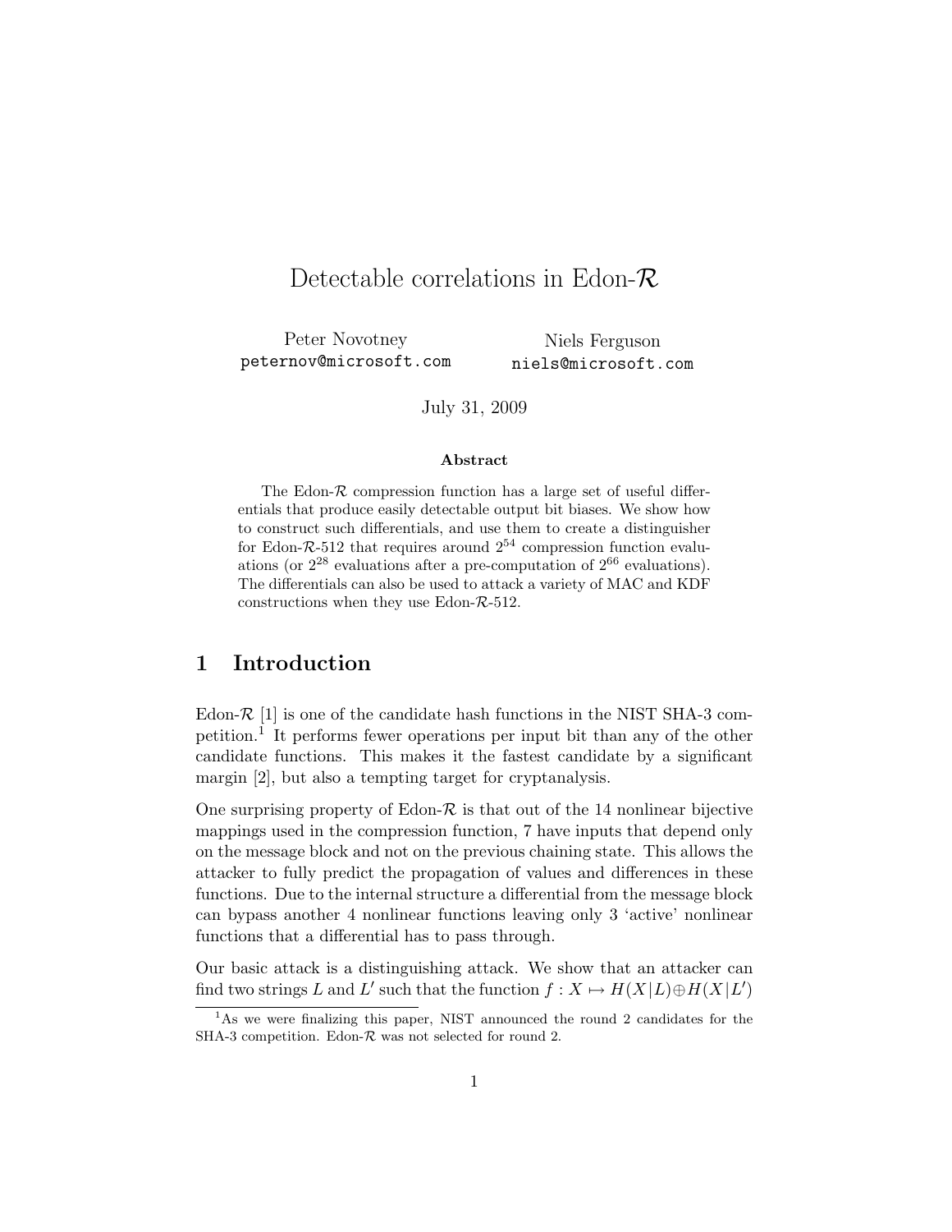# Detectable correlations in Edon-$\mathcal{R}$

Peter Novotney
peternov@microsoft.com

Niels Ferguson
niels@microsoft.com

July 31, 2009

**Abstract**

The Edon-$\mathcal{R}$ compression function has a large set of useful differentials that produce easily detectable output bit biases. We show how to construct such differentials, and use them to create a distinguisher for Edon-$\mathcal{R}$-512 that requires around $2^{54}$ compression function evaluations (or $2^{28}$ evaluations after a pre-computation of $2^{66}$ evaluations). The differentials can also be used to attack a variety of MAC and KDF constructions when they use Edon-$\mathcal{R}$-512.

## 1 Introduction

Edon-$\mathcal{R}$ [1] is one of the candidate hash functions in the NIST SHA-3 competition.[1] It performs fewer operations per input bit than any of the other candidate functions. This makes it the fastest candidate by a significant margin [2], but also a tempting target for cryptanalysis.

One surprising property of Edon-$\mathcal{R}$ is that out of the 14 nonlinear bijective mappings used in the compression function, 7 have inputs that depend only on the message block and not on the previous chaining state. This allows the attacker to fully predict the propagation of values and differences in these functions. Due to the internal structure a differential from the message block can bypass another 4 nonlinear functions leaving only 3 'active' nonlinear functions that a differential has to pass through.

Our basic attack is a distinguishing attack. We show that an attacker can find two strings $L$ and $L'$ such that the function $f : X \mapsto H(X|L) \oplus H(X|L')$

[1] As we were finalizing this paper, NIST announced the round 2 candidates for the SHA-3 competition. Edon-$\mathcal{R}$ was not selected for round 2.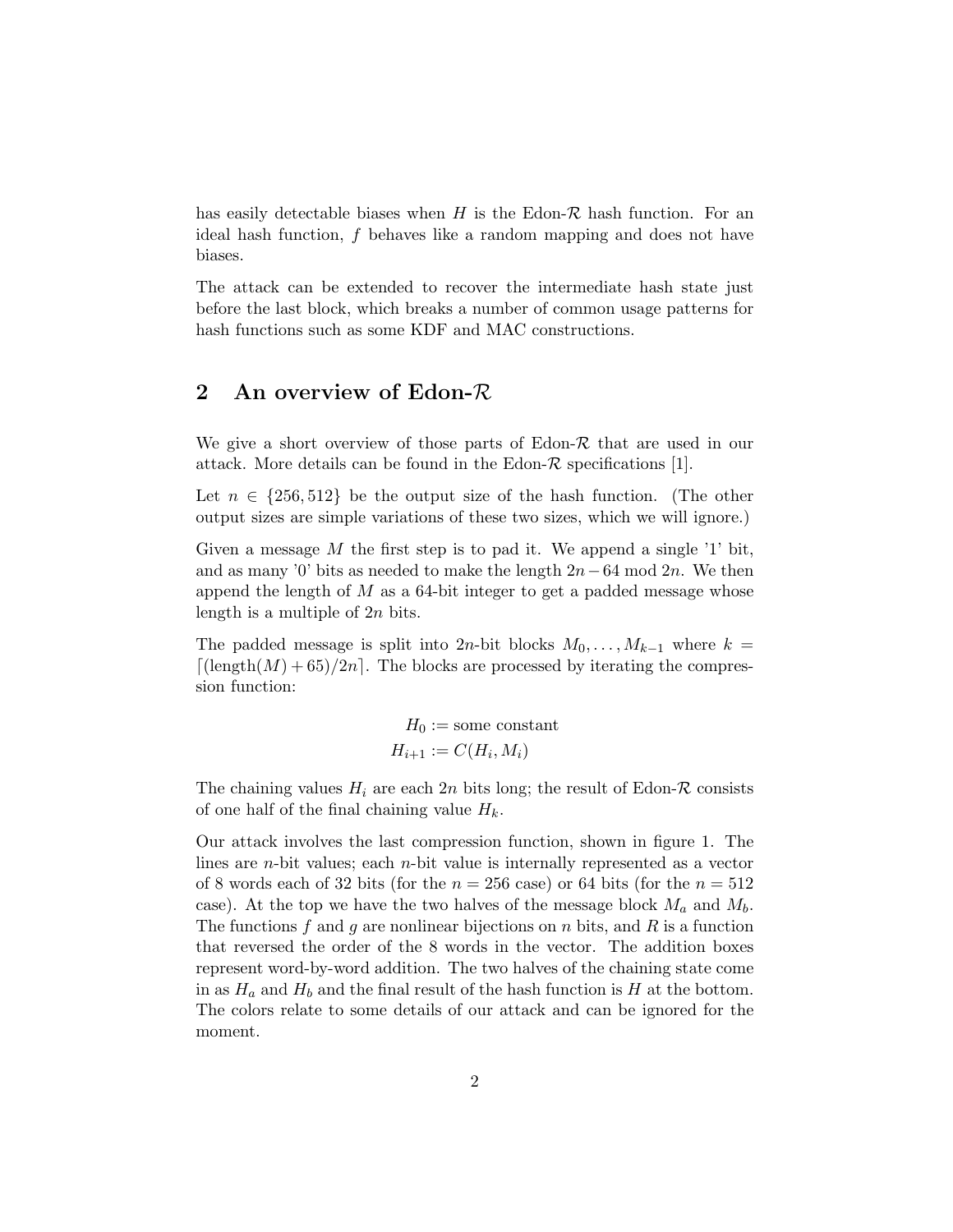has easily detectable biases when $H$ is the Edon-$\mathcal{R}$ hash function. For an ideal hash function, $f$ behaves like a random mapping and does not have biases.

The attack can be extended to recover the intermediate hash state just before the last block, which breaks a number of common usage patterns for hash functions such as some KDF and MAC constructions.

## 2 An overview of Edon-$\mathcal{R}$

We give a short overview of those parts of Edon-$\mathcal{R}$ that are used in our attack. More details can be found in the Edon-$\mathcal{R}$ specifications [1].

Let $n \in \{256, 512\}$ be the output size of the hash function. (The other output sizes are simple variations of these two sizes, which we will ignore.)

Given a message $M$ the first step is to pad it. We append a single '1' bit, and as many '0' bits as needed to make the length $2n - 64 \bmod 2n$. We then append the length of $M$ as a 64-bit integer to get a padded message whose length is a multiple of $2n$ bits.

The padded message is split into $2n$-bit blocks $M_0, \ldots, M_{k-1}$ where $k = \lceil(\text{length}(M) + 65)/2n\rceil$. The blocks are processed by iterating the compression function:

$$H_0 := \text{some constant}$$
$$H_{i+1} := C(H_i, M_i)$$

The chaining values $H_i$ are each $2n$ bits long; the result of Edon-$\mathcal{R}$ consists of one half of the final chaining value $H_k$.

Our attack involves the last compression function, shown in figure 1. The lines are $n$-bit values; each $n$-bit value is internally represented as a vector of 8 words each of 32 bits (for the $n = 256$ case) or 64 bits (for the $n = 512$ case). At the top we have the two halves of the message block $M_a$ and $M_b$. The functions $f$ and $g$ are nonlinear bijections on $n$ bits, and $R$ is a function that reversed the order of the 8 words in the vector. The addition boxes represent word-by-word addition. The two halves of the chaining state come in as $H_a$ and $H_b$ and the final result of the hash function is $H$ at the bottom. The colors relate to some details of our attack and can be ignored for the moment.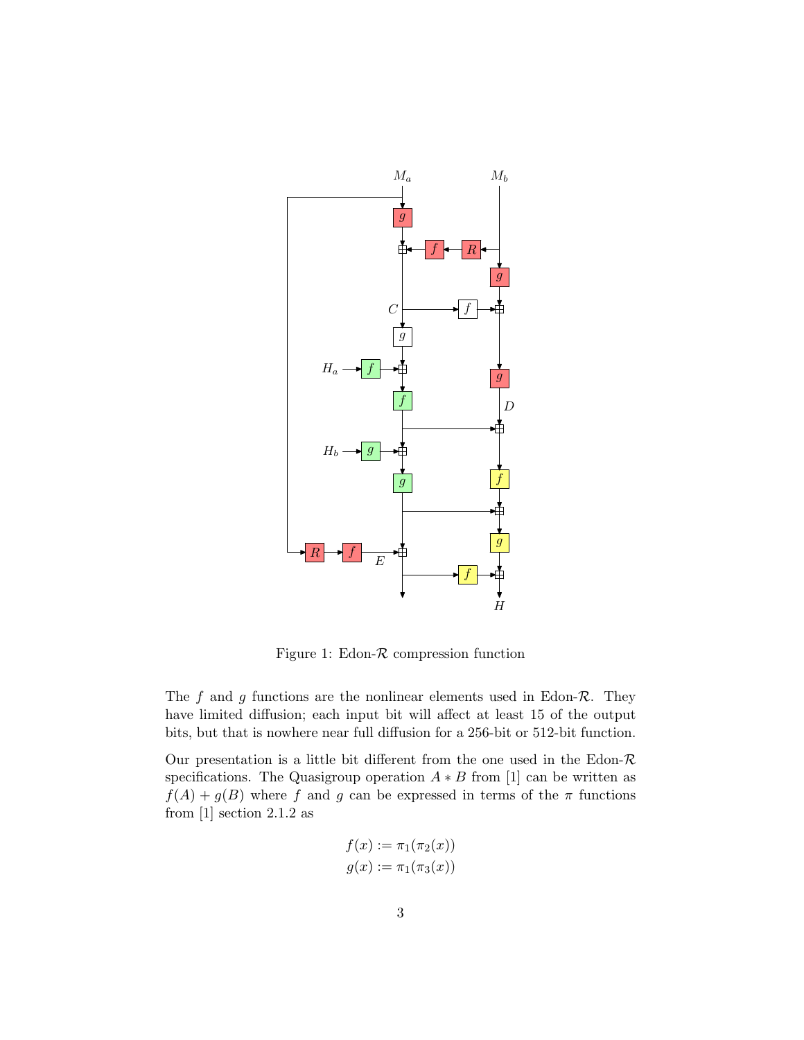Figure 1: Edon-$\mathcal{R}$ compression function

The $f$ and $g$ functions are the nonlinear elements used in Edon-$\mathcal{R}$. They have limited diffusion; each input bit will affect at least 15 of the output bits, but that is nowhere near full diffusion for a 256-bit or 512-bit function.

Our presentation is a little bit different from the one used in the Edon-$\mathcal{R}$ specifications. The Quasigroup operation $A * B$ from [1] can be written as $f(A) + g(B)$ where $f$ and $g$ can be expressed in terms of the $\pi$ functions from [1] section 2.1.2 as

$$f(x) := \pi_1(\pi_2(x))$$
$$g(x) := \pi_1(\pi_3(x))$$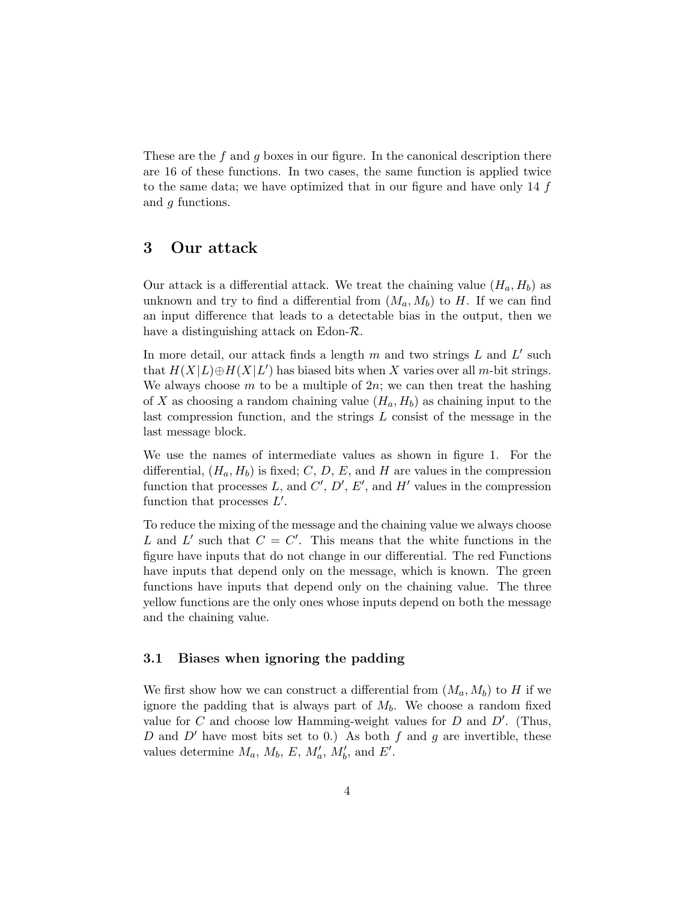These are the $f$ and $g$ boxes in our figure. In the canonical description there are 16 of these functions. In two cases, the same function is applied twice to the same data; we have optimized that in our figure and have only 14 $f$ and $g$ functions.

## 3 Our attack

Our attack is a differential attack. We treat the chaining value $(H_a, H_b)$ as unknown and try to find a differential from $(M_a, M_b)$ to $H$. If we can find an input difference that leads to a detectable bias in the output, then we have a distinguishing attack on Edon-$\mathcal{R}$.

In more detail, our attack finds a length $m$ and two strings $L$ and $L'$ such that $H(X|L) \oplus H(X|L')$ has biased bits when $X$ varies over all $m$-bit strings. We always choose $m$ to be a multiple of $2n$; we can then treat the hashing of $X$ as choosing a random chaining value $(H_a, H_b)$ as chaining input to the last compression function, and the strings $L$ consist of the message in the last message block.

We use the names of intermediate values as shown in figure 1. For the differential, $(H_a, H_b)$ is fixed; $C$, $D$, $E$, and $H$ are values in the compression function that processes $L$, and $C'$, $D'$, $E'$, and $H'$ values in the compression function that processes $L'$.

To reduce the mixing of the message and the chaining value we always choose $L$ and $L'$ such that $C = C'$. This means that the white functions in the figure have inputs that do not change in our differential. The red Functions have inputs that depend only on the message, which is known. The green functions have inputs that depend only on the chaining value. The three yellow functions are the only ones whose inputs depend on both the message and the chaining value.

### 3.1 Biases when ignoring the padding

We first show how we can construct a differential from $(M_a, M_b)$ to $H$ if we ignore the padding that is always part of $M_b$. We choose a random fixed value for $C$ and choose low Hamming-weight values for $D$ and $D'$. (Thus, $D$ and $D'$ have most bits set to 0.) As both $f$ and $g$ are invertible, these values determine $M_a$, $M_b$, $E$, $M'_a$, $M'_b$, and $E'$.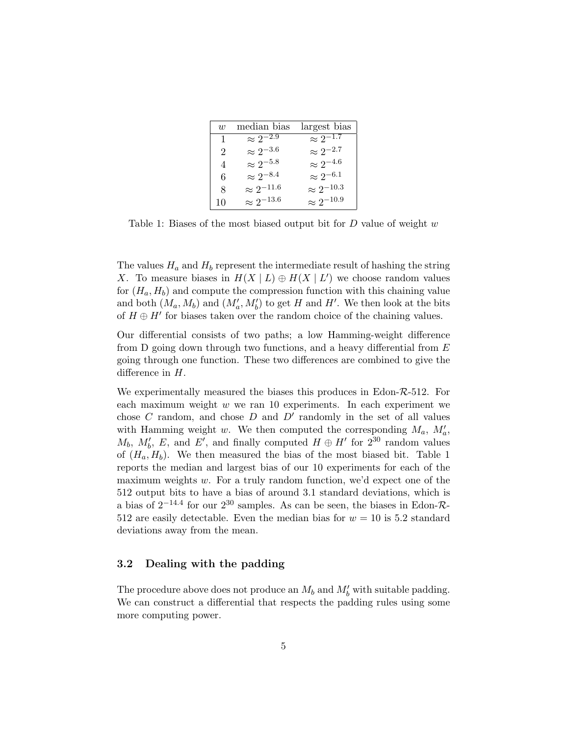| $w$ | median bias | largest bias |
|---|---|---|
| 1 | $\approx 2^{-2.9}$ | $\approx 2^{-1.7}$ |
| 2 | $\approx 2^{-3.6}$ | $\approx 2^{-2.7}$ |
| 4 | $\approx 2^{-5.8}$ | $\approx 2^{-4.6}$ |
| 6 | $\approx 2^{-8.4}$ | $\approx 2^{-6.1}$ |
| 8 | $\approx 2^{-11.6}$ | $\approx 2^{-10.3}$ |
| 10 | $\approx 2^{-13.6}$ | $\approx 2^{-10.9}$ |

Table 1: Biases of the most biased output bit for $D$ value of weight $w$

The values $H_a$ and $H_b$ represent the intermediate result of hashing the string $X$. To measure biases in $H(X \mid L) \oplus H(X \mid L')$ we choose random values for $(H_a, H_b)$ and compute the compression function with this chaining value and both $(M_a, M_b)$ and $(M'_a, M'_b)$ to get $H$ and $H'$. We then look at the bits of $H \oplus H'$ for biases taken over the random choice of the chaining values.

Our differential consists of two paths; a low Hamming-weight difference from D going down through two functions, and a heavy differential from $E$ going through one function. These two differences are combined to give the difference in $H$.

We experimentally measured the biases this produces in Edon-$\mathcal{R}$-512. For each maximum weight $w$ we ran 10 experiments. In each experiment we chose $C$ random, and chose $D$ and $D'$ randomly in the set of all values with Hamming weight $w$. We then computed the corresponding $M_a$, $M'_a$, $M_b$, $M'_b$, $E$, and $E'$, and finally computed $H \oplus H'$ for $2^{30}$ random values of $(H_a, H_b)$. We then measured the bias of the most biased bit. Table 1 reports the median and largest bias of our 10 experiments for each of the maximum weights $w$. For a truly random function, we'd expect one of the 512 output bits to have a bias of around 3.1 standard deviations, which is a bias of $2^{-14.4}$ for our $2^{30}$ samples. As can be seen, the biases in Edon-$\mathcal{R}$-512 are easily detectable. Even the median bias for $w = 10$ is 5.2 standard deviations away from the mean.

### 3.2 Dealing with the padding

The procedure above does not produce an $M_b$ and $M'_b$ with suitable padding. We can construct a differential that respects the padding rules using some more computing power.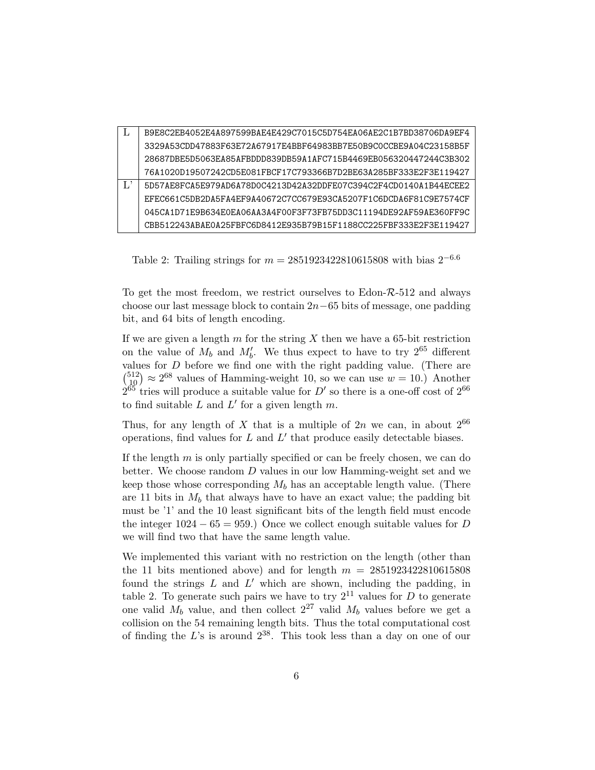| L | `B9E8C2EB4052E4A897599BAE4E429C7015C5D754EA06AE2C1B7BD38706DA9EF4` |
| --- | --- |
| | `3329A53CDD47883F63E72A67917E4BBF64983BB7E50B9C0CCBE9A04C23158B5F` |
| | `28687DBE5D5063EA85AFBDDD839DB59A1AFC715B4469EB056320447244C3B302` |
| | `76A1020D19507242CD5E081FBCF17C793366B7D2BE63A285BF333E2F3E119427` |
| L' | `5D57AE8FCA5E979AD6A78D0C4213D42A32DDFE07C394C2F4CD0140A1B44ECEE2` |
| | `EFEC661C5DB2DA5FA4EF9A40672C7CC679E93CA5207F1C6DCDA6F81C9E7574CF` |
| | `045CA1D71E9B634E0EA06AA3A4F00F3F73FB75DD3C11194DE92AF59AE360FF9C` |
| | `CBB512243ABAE0A25FBFC6D8412E935B79B15F1188CC225FBF333E2F3E119427` |

Table 2: Trailing strings for $m = 2851923422810615808$ with bias $2^{-6.6}$

To get the most freedom, we restrict ourselves to Edon-$\mathcal{R}$-512 and always choose our last message block to contain $2n-65$ bits of message, one padding bit, and 64 bits of length encoding.

If we are given a length $m$ for the string $X$ then we have a 65-bit restriction on the value of $M_b$ and $M_b'$. We thus expect to have to try $2^{65}$ different values for $D$ before we find one with the right padding value. (There are $\binom{512}{10} \approx 2^{68}$ values of Hamming-weight 10, so we can use $w = 10$.) Another $2^{65}$ tries will produce a suitable value for $D'$ so there is a one-off cost of $2^{66}$ to find suitable $L$ and $L'$ for a given length $m$.

Thus, for any length of $X$ that is a multiple of $2n$ we can, in about $2^{66}$ operations, find values for $L$ and $L'$ that produce easily detectable biases.

If the length $m$ is only partially specified or can be freely chosen, we can do better. We choose random $D$ values in our low Hamming-weight set and we keep those whose corresponding $M_b$ has an acceptable length value. (There are 11 bits in $M_b$ that always have to have an exact value; the padding bit must be '1' and the 10 least significant bits of the length field must encode the integer $1024 - 65 = 959$.) Once we collect enough suitable values for $D$ we will find two that have the same length value.

We implemented this variant with no restriction on the length (other than the 11 bits mentioned above) and for length $m = 2851923422810615808$ found the strings $L$ and $L'$ which are shown, including the padding, in table 2. To generate such pairs we have to try $2^{11}$ values for $D$ to generate one valid $M_b$ value, and then collect $2^{27}$ valid $M_b$ values before we get a collision on the 54 remaining length bits. Thus the total computational cost of finding the $L$'s is around $2^{38}$. This took less than a day on one of our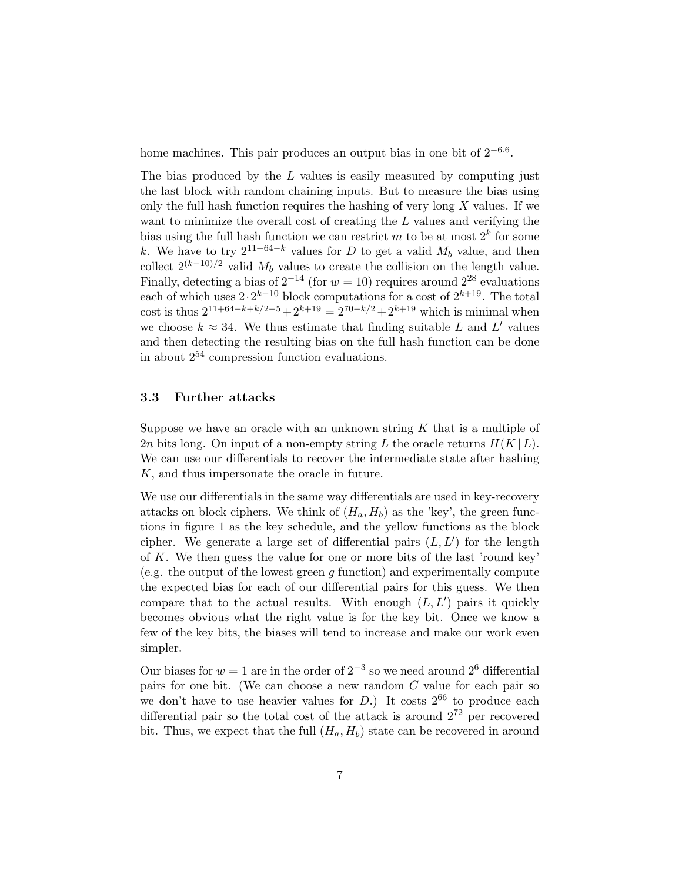home machines. This pair produces an output bias in one bit of $2^{-6.6}$.

The bias produced by the $L$ values is easily measured by computing just the last block with random chaining inputs. But to measure the bias using only the full hash function requires the hashing of very long $X$ values. If we want to minimize the overall cost of creating the $L$ values and verifying the bias using the full hash function we can restrict $m$ to be at most $2^k$ for some $k$. We have to try $2^{11+64-k}$ values for $D$ to get a valid $M_b$ value, and then collect $2^{(k-10)/2}$ valid $M_b$ values to create the collision on the length value. Finally, detecting a bias of $2^{-14}$ (for $w = 10$) requires around $2^{28}$ evaluations each of which uses $2 \cdot 2^{k-10}$ block computations for a cost of $2^{k+19}$. The total cost is thus $2^{11+64-k+k/2-5} + 2^{k+19} = 2^{70-k/2} + 2^{k+19}$ which is minimal when we choose $k \approx 34$. We thus estimate that finding suitable $L$ and $L'$ values and then detecting the resulting bias on the full hash function can be done in about $2^{54}$ compression function evaluations.

### 3.3 Further attacks

Suppose we have an oracle with an unknown string $K$ that is a multiple of $2n$ bits long. On input of a non-empty string $L$ the oracle returns $H(K \mid L)$. We can use our differentials to recover the intermediate state after hashing $K$, and thus impersonate the oracle in future.

We use our differentials in the same way differentials are used in key-recovery attacks on block ciphers. We think of $(H_a, H_b)$ as the 'key', the green functions in figure 1 as the key schedule, and the yellow functions as the block cipher. We generate a large set of differential pairs $(L, L')$ for the length of $K$. We then guess the value for one or more bits of the last 'round key' (e.g. the output of the lowest green $g$ function) and experimentally compute the expected bias for each of our differential pairs for this guess. We then compare that to the actual results. With enough $(L, L')$ pairs it quickly becomes obvious what the right value is for the key bit. Once we know a few of the key bits, the biases will tend to increase and make our work even simpler.

Our biases for $w = 1$ are in the order of $2^{-3}$ so we need around $2^6$ differential pairs for one bit. (We can choose a new random $C$ value for each pair so we don't have to use heavier values for $D$.) It costs $2^{66}$ to produce each differential pair so the total cost of the attack is around $2^{72}$ per recovered bit. Thus, we expect that the full $(H_a, H_b)$ state can be recovered in around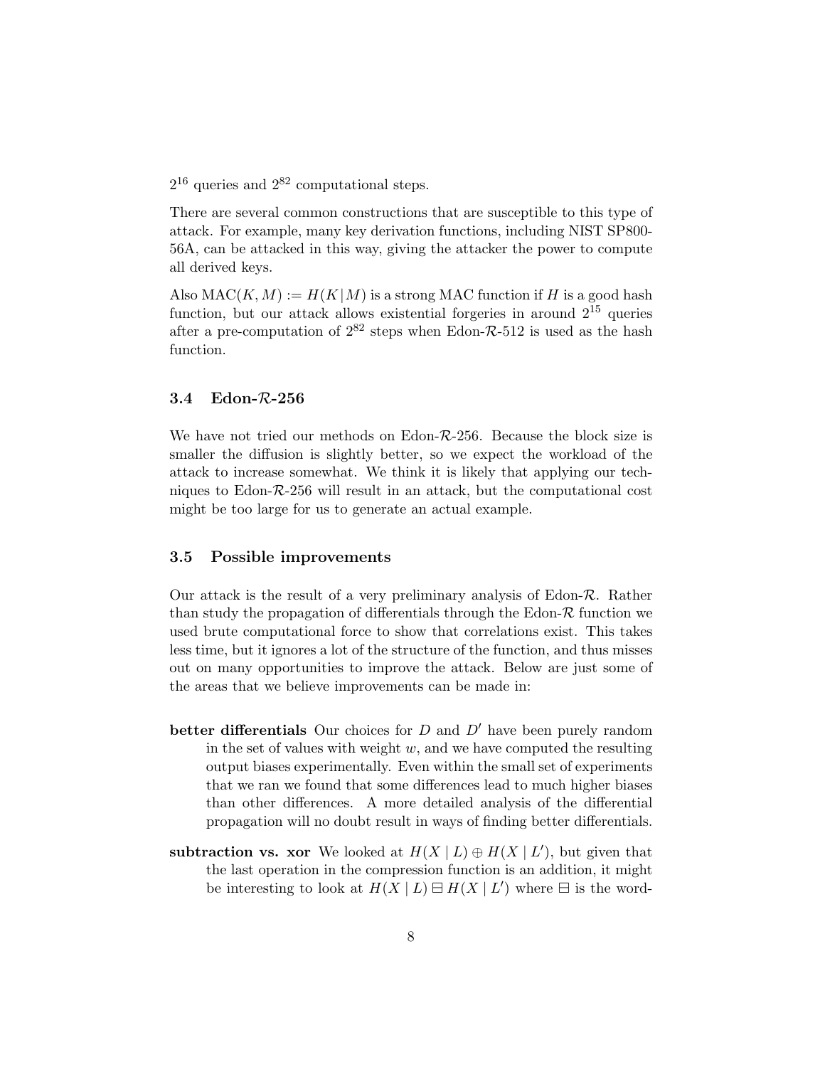$2^{16}$ queries and $2^{82}$ computational steps.

There are several common constructions that are susceptible to this type of attack. For example, many key derivation functions, including NIST SP800-56A, can be attacked in this way, giving the attacker the power to compute all derived keys.

Also $\text{MAC}(K, M) := H(K|M)$ is a strong MAC function if $H$ is a good hash function, but our attack allows existential forgeries in around $2^{15}$ queries after a pre-computation of $2^{82}$ steps when Edon-$\mathcal{R}$-512 is used as the hash function.

### 3.4 Edon-$\mathcal{R}$-256

We have not tried our methods on Edon-$\mathcal{R}$-256. Because the block size is smaller the diffusion is slightly better, so we expect the workload of the attack to increase somewhat. We think it is likely that applying our techniques to Edon-$\mathcal{R}$-256 will result in an attack, but the computational cost might be too large for us to generate an actual example.

### 3.5 Possible improvements

Our attack is the result of a very preliminary analysis of Edon-$\mathcal{R}$. Rather than study the propagation of differentials through the Edon-$\mathcal{R}$ function we used brute computational force to show that correlations exist. This takes less time, but it ignores a lot of the structure of the function, and thus misses out on many opportunities to improve the attack. Below are just some of the areas that we believe improvements can be made in:

**better differentials** Our choices for $D$ and $D'$ have been purely random in the set of values with weight $w$, and we have computed the resulting output biases experimentally. Even within the small set of experiments that we ran we found that some differences lead to much higher biases than other differences. A more detailed analysis of the differential propagation will no doubt result in ways of finding better differentials.

**subtraction vs. xor** We looked at $H(X \mid L) \oplus H(X \mid L')$, but given that the last operation in the compression function is an addition, it might be interesting to look at $H(X \mid L) \boxminus H(X \mid L')$ where $\boxminus$ is the word-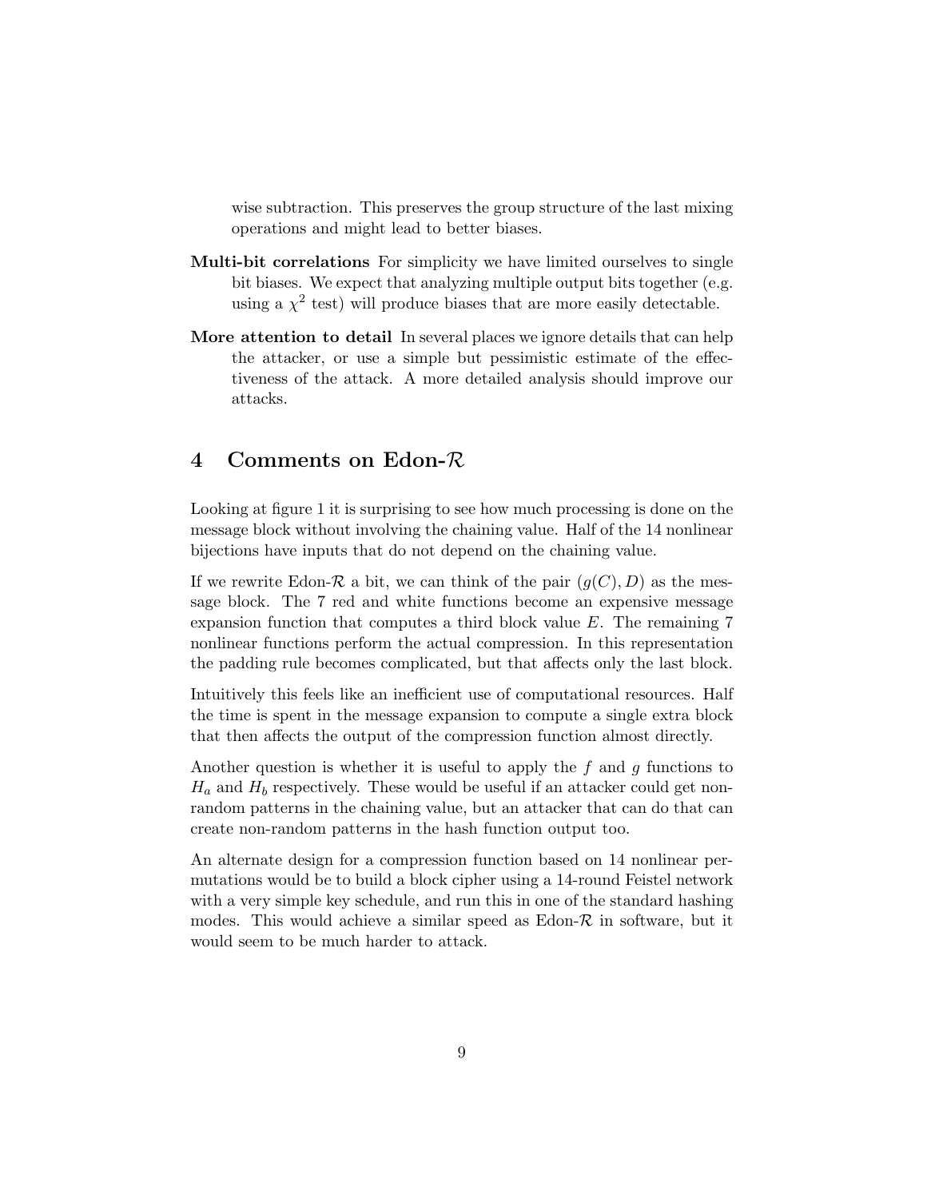wise subtraction. This preserves the group structure of the last mixing operations and might lead to better biases.

**Multi-bit correlations** For simplicity we have limited ourselves to single bit biases. We expect that analyzing multiple output bits together (e.g. using a $\chi^2$ test) will produce biases that are more easily detectable.

**More attention to detail** In several places we ignore details that can help the attacker, or use a simple but pessimistic estimate of the effectiveness of the attack. A more detailed analysis should improve our attacks.

# 4 Comments on Edon-$\mathcal{R}$

Looking at figure 1 it is surprising to see how much processing is done on the message block without involving the chaining value. Half of the 14 nonlinear bijections have inputs that do not depend on the chaining value.

If we rewrite Edon-$\mathcal{R}$ a bit, we can think of the pair $(g(C), D)$ as the message block. The 7 red and white functions become an expensive message expansion function that computes a third block value $E$. The remaining 7 nonlinear functions perform the actual compression. In this representation the padding rule becomes complicated, but that affects only the last block.

Intuitively this feels like an inefficient use of computational resources. Half the time is spent in the message expansion to compute a single extra block that then affects the output of the compression function almost directly.

Another question is whether it is useful to apply the $f$ and $g$ functions to $H_a$ and $H_b$ respectively. These would be useful if an attacker could get non-random patterns in the chaining value, but an attacker that can do that can create non-random patterns in the hash function output too.

An alternate design for a compression function based on 14 nonlinear permutations would be to build a block cipher using a 14-round Feistel network with a very simple key schedule, and run this in one of the standard hashing modes. This would achieve a similar speed as Edon-$\mathcal{R}$ in software, but it would seem to be much harder to attack.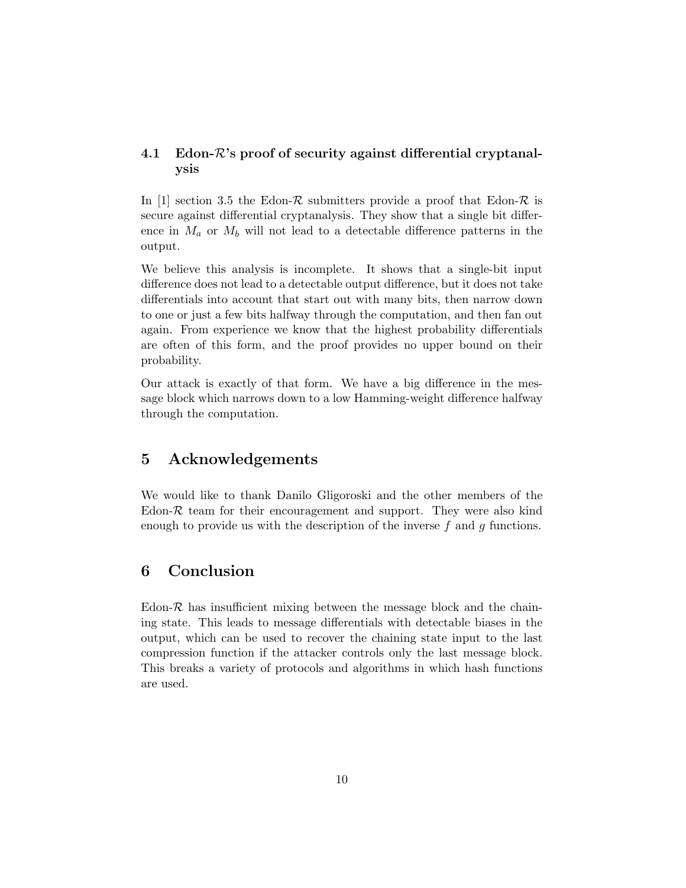### 4.1 Edon-$\mathcal{R}$'s proof of security against differential cryptanalysis

In [1] section 3.5 the Edon-$\mathcal{R}$ submitters provide a proof that Edon-$\mathcal{R}$ is secure against differential cryptanalysis. They show that a single bit difference in $M_a$ or $M_b$ will not lead to a detectable difference patterns in the output.

We believe this analysis is incomplete. It shows that a single-bit input difference does not lead to a detectable output difference, but it does not take differentials into account that start out with many bits, then narrow down to one or just a few bits halfway through the computation, and then fan out again. From experience we know that the highest probability differentials are often of this form, and the proof provides no upper bound on their probability.

Our attack is exactly of that form. We have a big difference in the message block which narrows down to a low Hamming-weight difference halfway through the computation.

## 5 Acknowledgements

We would like to thank Danilo Gligoroski and the other members of the Edon-$\mathcal{R}$ team for their encouragement and support. They were also kind enough to provide us with the description of the inverse $f$ and $g$ functions.

## 6 Conclusion

Edon-$\mathcal{R}$ has insufficient mixing between the message block and the chaining state. This leads to message differentials with detectable biases in the output, which can be used to recover the chaining state input to the last compression function if the attacker controls only the last message block. This breaks a variety of protocols and algorithms in which hash functions are used.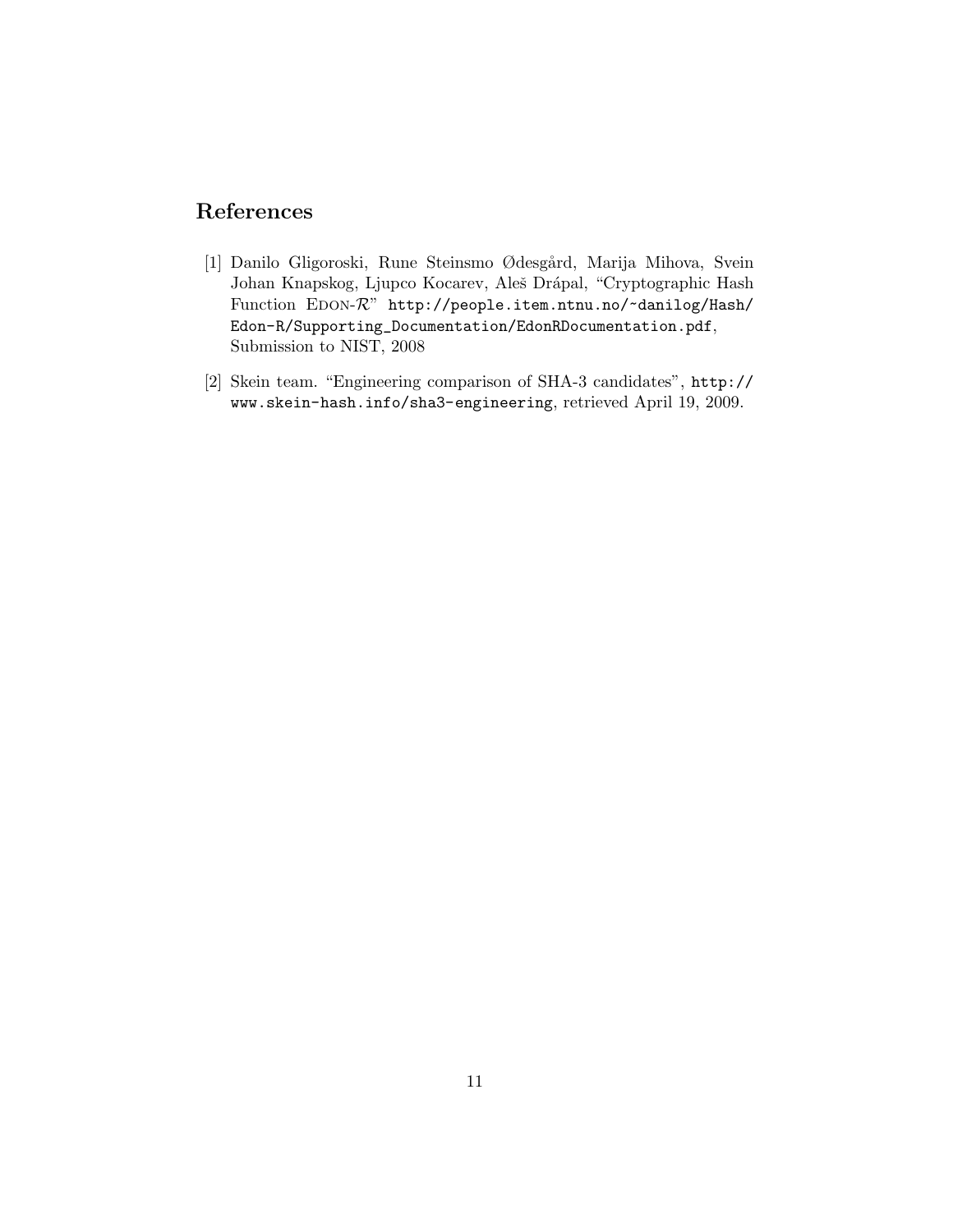## References

[1] Danilo Gligoroski, Rune Steinsmo Ødesgård, Marija Mihova, Svein Johan Knapskog, Ljupco Kocarev, Aleš Drápal, "Cryptographic Hash Function EDON-$\mathcal{R}$" http://people.item.ntnu.no/~danilog/Hash/Edon-R/Supporting_Documentation/EdonRDocumentation.pdf, Submission to NIST, 2008

[2] Skein team. "Engineering comparison of SHA-3 candidates", http://www.skein-hash.info/sha3-engineering, retrieved April 19, 2009.